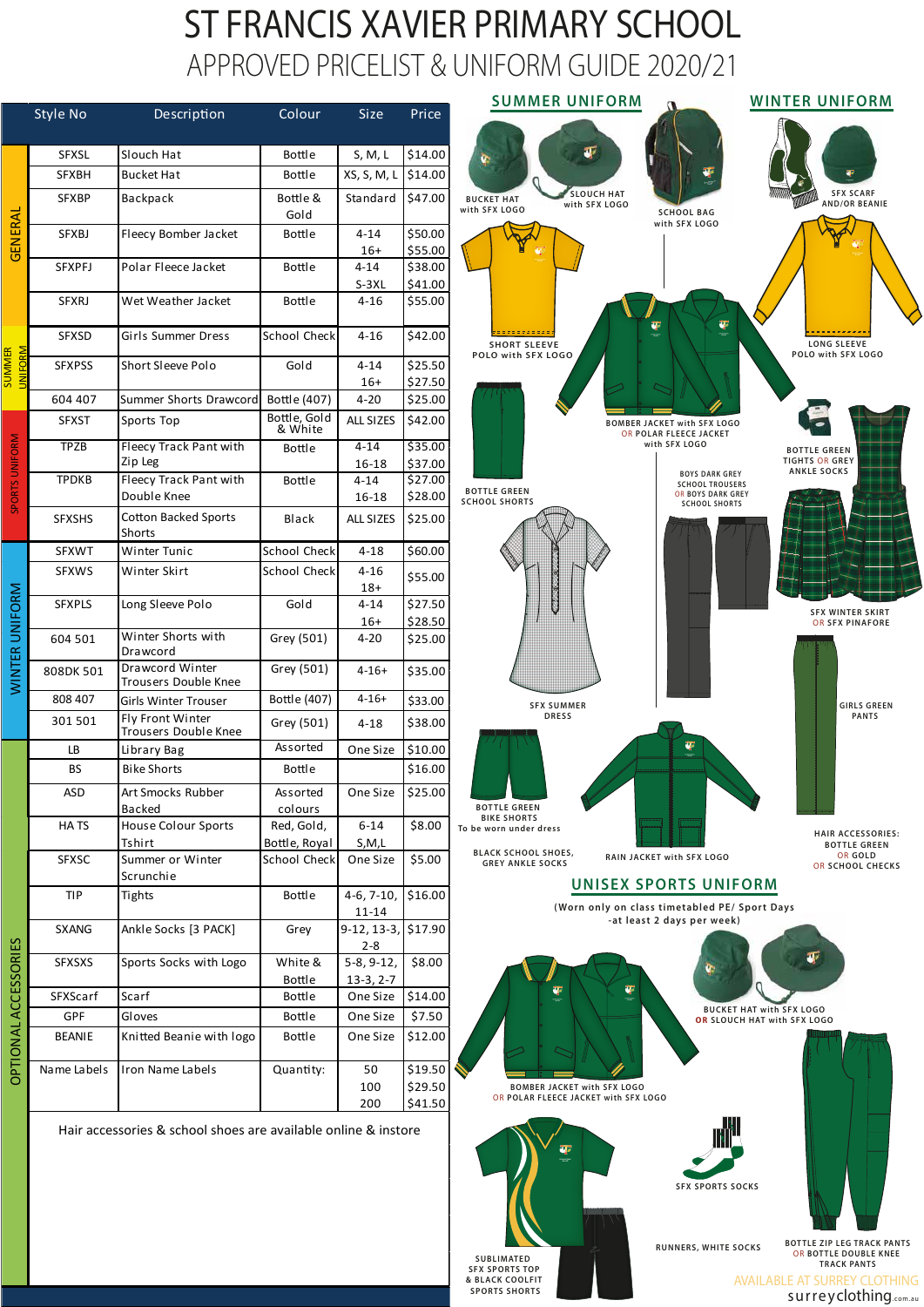# ST FRANCIS XAVIER PRIMARY SCHOOL

## APPROVED PRICELIST & UNIFORM GUIDE 2020/21

| Category | Style No | Description | Colour | Size | Price |
|---|---|---|---|---|---|
| GENERAL | SFXSL | Slouch Hat | Bottle | S, M, L | $14.00 |
| | SFXBH | Bucket Hat | Bottle | XS, S, M, L | $14.00 |
| | SFXBP | Backpack | Bottle & Gold | Standard | $47.00 |
| | SFXBJ | Fleecy Bomber Jacket | Bottle | 4-14 / 16+ | $50.00 / $55.00 |
| | SFXPFJ | Polar Fleece Jacket | Bottle | 4-14 / S-3XL | $38.00 / $41.00 |
| | SFXRJ | Wet Weather Jacket | Bottle | 4-16 | $55.00 |
| SUMMER UNIFORM | SFXSD | Girls Summer Dress | School Check | 4-16 | $42.00 |
| | SFXPSS | Short Sleeve Polo | Gold | 4-14 / 16+ | $25.50 / $27.50 |
| | 604 407 | Summer Shorts Drawcord | Bottle (407) | 4-20 | $25.00 |
| SPORTS UNIFORM | SFXST | Sports Top | Bottle, Gold & White | ALL SIZES | $42.00 |
| | TPZB | Fleecy Track Pant with Zip Leg | Bottle | 4-14 / 16-18 | $35.00 / $37.00 |
| | TPDKB | Fleecy Track Pant with Double Knee | Bottle | 4-14 / 16-18 | $27.00 / $28.00 |
| | SFXSHS | Cotton Backed Sports Shorts | Black | ALL SIZES | $25.00 |
| WINTER UNIFORM | SFXWT | Winter Tunic | School Check | 4-18 | $60.00 |
| | SFXWS | Winter Skirt | School Check | 4-16 / 18+ | $55.00 |
| | SFXPLS | Long Sleeve Polo | Gold | 4-14 / 16+ | $27.50 / $28.50 |
| | 604 501 | Winter Shorts with Drawcord | Grey (501) | 4-20 | $25.00 |
| | 808DK 501 | Drawcord Winter Trousers Double Knee | Grey (501) | 4-16+ | $35.00 |
| | 808 407 | Girls Winter Trouser | Bottle (407) | 4-16+ | $33.00 |
| | 301 501 | Fly Front Winter Trousers Double Knee | Grey (501) | 4-18 | $38.00 |
| OPTIONAL ACCESSORIES | LB | Library Bag | Assorted | One Size | $10.00 |
| | BS | Bike Shorts | Bottle | | $16.00 |
| | ASD | Art Smocks Rubber Backed | Assorted colours | One Size | $25.00 |
| | HA TS | House Colour Sports Tshirt | Red, Gold, Bottle, Royal | 6-14 S,M,L | $8.00 |
| | SFXSC | Summer or Winter Scrunchie | School Check | One Size | $5.00 |
| | TIP | Tights | Bottle | 4-6, 7-10, 11-14 | $16.00 |
| | SXANG | Ankle Socks [3 PACK] | Grey | 9-12, 13-3, 2-8 | $17.90 |
| | SFXSXS | Sports Socks with Logo | White & Bottle | 5-8, 9-12, 13-3, 2-7 | $8.00 |
| | SFXScarf | Scarf | Bottle | One Size | $14.00 |
| | GPF | Gloves | Bottle | One Size | $7.50 |
| | BEANIE | Knitted Beanie with logo | Bottle | One Size | $12.00 |
| | Name Labels | Iron Name Labels | Quantity: | 50 / 100 / 200 | $19.50 / $29.50 / $41.50 |

Hair accessories & school shoes are available online & instore

## SUMMER UNIFORM

BUCKET HAT with SFX LOGO

SLOUCH HAT with SFX LOGO

SCHOOL BAG with SFX LOGO

SHORT SLEEVE POLO with SFX LOGO

BOTTLE GREEN SCHOOL SHORTS

SFX SUMMER DRESS

BOTTLE GREEN BIKE SHORTS
To be worn under dress

BLACK SCHOOL SHOES, GREY ANKLE SOCKS

## WINTER UNIFORM

SFX SCARF AND/OR BEANIE

LONG SLEEVE POLO with SFX LOGO

BOMBER JACKET with SFX LOGO OR POLAR FLEECE JACKET with SFX LOGO

BOYS DARK GREY SCHOOL TROUSERS OR BOYS DARK GREY SCHOOL SHORTS

BOTTLE GREEN TIGHTS OR GREY ANKLE SOCKS

SFX WINTER SKIRT OR SFX PINAFORE

GIRLS GREEN PANTS

RAIN JACKET with SFX LOGO

HAIR ACCESSORIES: BOTTLE GREEN OR GOLD OR SCHOOL CHECKS

## UNISEX SPORTS UNIFORM

(Worn only on class timetabled PE/ Sport Days -at least 2 days per week)

BOMBER JACKET with SFX LOGO OR POLAR FLEECE JACKET with SFX LOGO

BUCKET HAT with SFX LOGO OR SLOUCH HAT with SFX LOGO

SFX SPORTS SOCKS

SUBLIMATED SFX SPORTS TOP & BLACK COOLFIT SPORTS SHORTS

RUNNERS, WHITE SOCKS

BOTTLE ZIP LEG TRACK PANTS OR BOTTLE DOUBLE KNEE TRACK PANTS

AVAILABLE AT SURREY CLOTHING

surreyclothing.com.au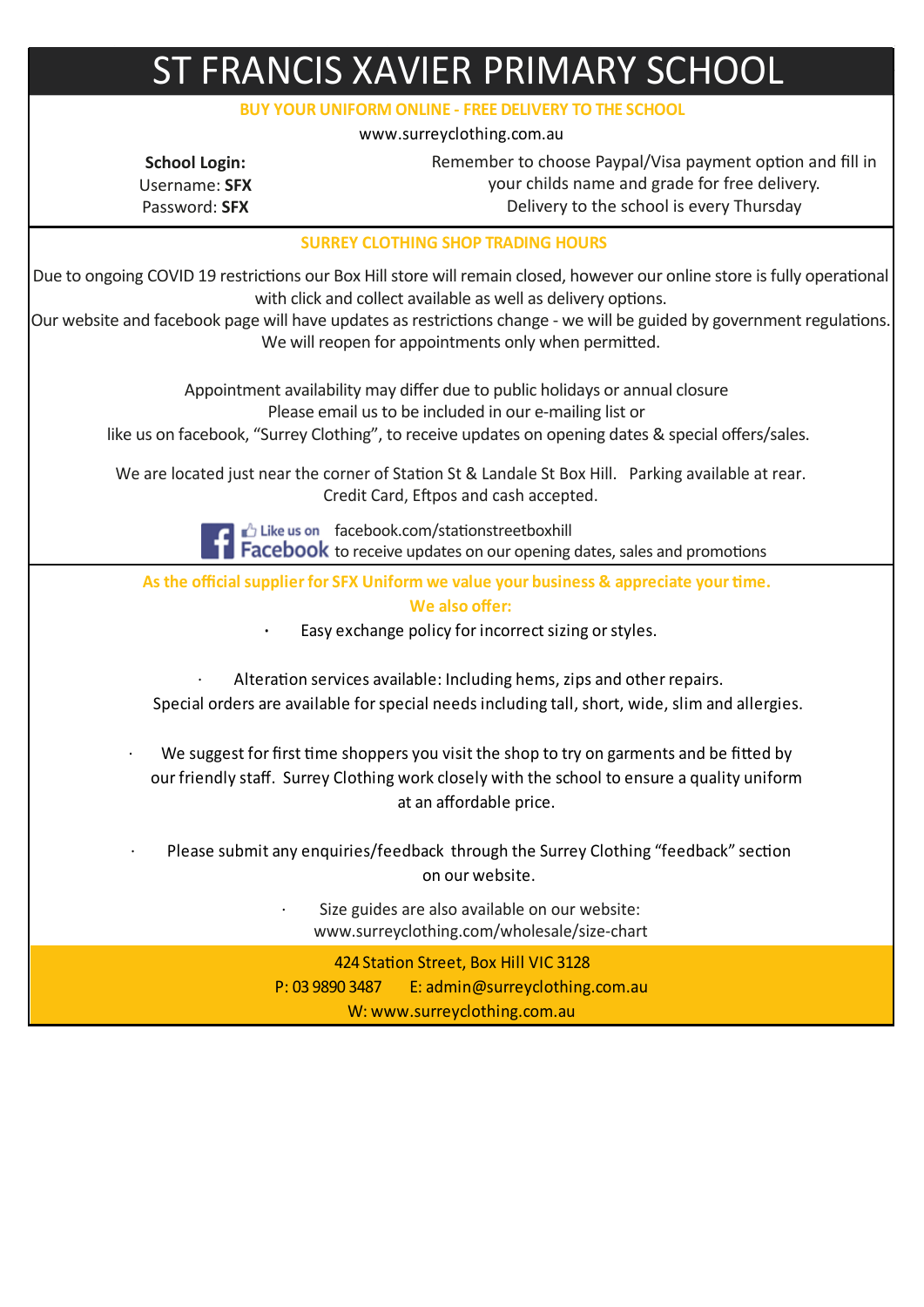# ST FRANCIS XAVIER PRIMARY SCHOOL

**BUY YOUR UNIFORM ONLINE - FREE DELIVERY TO THE SCHOOL**

www.surreyclothing.com.au

**School Login:**
Username: **SFX**
Password: **SFX**

Remember to choose Paypal/Visa payment option and fill in your childs name and grade for free delivery.
Delivery to the school is every Thursday

**SURREY CLOTHING SHOP TRADING HOURS**

Due to ongoing COVID 19 restrictions our Box Hill store will remain closed, however our online store is fully operational with click and collect available as well as delivery options.
Our website and facebook page will have updates as restrictions change - we will be guided by government regulations.
We will reopen for appointments only when permitted.

Appointment availability may differ due to public holidays or annual closure
Please email us to be included in our e-mailing list or
like us on facebook, "Surrey Clothing", to receive updates on opening dates & special offers/sales.

We are located just near the corner of Station St & Landale St Box Hill. Parking available at rear.
Credit Card, Eftpos and cash accepted.

Like us on Facebook facebook.com/stationstreetboxhill
to receive updates on our opening dates, sales and promotions

**As the official supplier for SFX Uniform we value your business & appreciate your time.**
**We also offer:**

- Easy exchange policy for incorrect sizing or styles.
- Alteration services available: Including hems, zips and other repairs.
  Special orders are available for special needs including tall, short, wide, slim and allergies.
- We suggest for first time shoppers you visit the shop to try on garments and be fitted by our friendly staff. Surrey Clothing work closely with the school to ensure a quality uniform at an affordable price.
- Please submit any enquiries/feedback through the Surrey Clothing "feedback" section on our website.
- Size guides are also available on our website:
  www.surreyclothing.com/wholesale/size-chart

424 Station Street, Box Hill VIC 3128
P: 03 9890 3487 E: admin@surreyclothing.com.au
W: www.surreyclothing.com.au